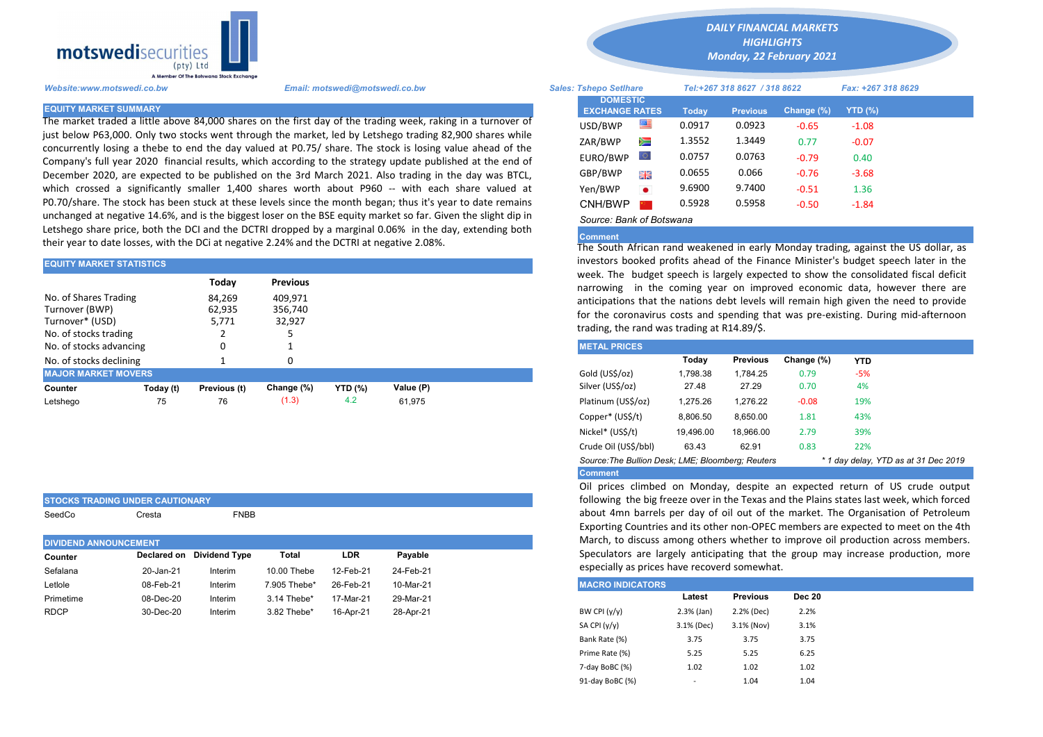**motswedisecurities** (pty) Ltd
A Member Of The Botswana Stock Exchange

## DAILY FINANCIAL MARKETS HIGHLIGHTS
### Monday, 22 February 2021

*Website:www.motswedi.co.bw* *Email: motswedi@motswedi.co.bw* *Sales: Tshepo Setlhare* *Tel:+267 318 8627 / 318 8622* *Fax: +267 318 8629*

## EQUITY MARKET SUMMARY

The market traded a little above 84,000 shares on the first day of the trading week, raking in a turnover of just below P63,000. Only two stocks went through the market, led by Letshego trading 82,900 shares while concurrently losing a thebe to end the day valued at P0.75/ share. The stock is losing value ahead of the Company's full year 2020 financial results, which according to the strategy update published at the end of December 2020, are expected to be published on the 3rd March 2021. Also trading in the day was BTCL, which crossed a significantly smaller 1,400 shares worth about P960 -- with each share valued at P0.70/share. The stock has been stuck at these levels since the month began; thus it's year to date remains unchanged at negative 14.6%, and is the biggest loser on the BSE equity market so far. Given the slight dip in Letshego share price, both the DCI and the DCTRI dropped by a marginal 0.06% in the day, extending both their year to date losses, with the DCi at negative 2.24% and the DCTRI at negative 2.08%.

## EQUITY MARKET STATISTICS

| | Today | Previous |
|---|---|---|
| No. of Shares Trading | 84,269 | 409,971 |
| Turnover (BWP) | 62,935 | 356,740 |
| Turnover* (USD) | 5,771 | 32,927 |
| No. of stocks trading | 2 | 5 |
| No. of stocks advancing | 0 | 1 |
| No. of stocks declining | 1 | 0 |

## MAJOR MARKET MOVERS

| Counter | Today (t) | Previous (t) | Change (%) | YTD (%) | Value (P) |
|---|---|---|---|---|---|
| Letshego | 75 | 76 | (1.3) | 4.2 | 61,975 |

## STOCKS TRADING UNDER CAUTIONARY

SeedCo Cresta FNBB

## DIVIDEND ANNOUNCEMENT

| Counter | Declared on | Dividend Type | Total | LDR | Payable |
|---|---|---|---|---|---|
| Sefalana | 20-Jan-21 | Interim | 10.00 Thebe | 12-Feb-21 | 24-Feb-21 |
| Letlole | 08-Feb-21 | Interim | 7.905 Thebe* | 26-Feb-21 | 10-Mar-21 |
| Primetime | 08-Dec-20 | Interim | 3.14 Thebe* | 17-Mar-21 | 29-Mar-21 |
| RDCP | 30-Dec-20 | Interim | 3.82 Thebe* | 16-Apr-21 | 28-Apr-21 |

## DOMESTIC EXCHANGE RATES

| DOMESTIC EXCHANGE RATES | Today | Previous | Change (%) | YTD (%) |
|---|---|---|---|---|
| USD/BWP | 0.0917 | 0.0923 | -0.65 | -1.08 |
| ZAR/BWP | 1.3552 | 1.3449 | 0.77 | -0.07 |
| EURO/BWP | 0.0757 | 0.0763 | -0.79 | 0.40 |
| GBP/BWP | 0.0655 | 0.066 | -0.76 | -3.68 |
| Yen/BWP | 9.6900 | 9.7400 | -0.51 | 1.36 |
| CNH/BWP | 0.5928 | 0.5958 | -0.50 | -1.84 |

*Source: Bank of Botswana*

**Comment**

The South African rand weakened in early Monday trading, against the US dollar, as investors booked profits ahead of the Finance Minister's budget speech later in the week. The budget speech is largely expected to show the consolidated fiscal deficit narrowing in the coming year on improved economic data, however there are anticipations that the nations debt levels will remain high given the need to provide for the coronavirus costs and spending that was pre-existing. During mid-afternoon trading, the rand was trading at R14.89/$.

## METAL PRICES

| | Today | Previous | Change (%) | YTD |
|---|---|---|---|---|
| Gold (US$/oz) | 1,798.38 | 1,784.25 | 0.79 | -5% |
| Silver (US$/oz) | 27.48 | 27.29 | 0.70 | 4% |
| Platinum (US$/oz) | 1,275.26 | 1,276.22 | -0.08 | 19% |
| Copper* (US$/t) | 8,806.50 | 8,650.00 | 1.81 | 43% |
| Nickel* (US$/t) | 19,496.00 | 18,966.00 | 2.79 | 39% |
| Crude Oil (US$/bbl) | 63.43 | 62.91 | 0.83 | 22% |

*Source:The Bullion Desk; LME; Bloomberg; Reuters* *\* 1 day delay, YTD as at 31 Dec 2019*

**Comment**

Oil prices climbed on Monday, despite an expected return of US crude output following the big freeze over in the Texas and the Plains states last week, which forced about 4mn barrels per day of oil out of the market. The Organisation of Petroleum Exporting Countries and its other non-OPEC members are expected to meet on the 4th March, to discuss among others whether to improve oil production across members. Speculators are largely anticipating that the group may increase production, more especially as prices have recoverd somewhat.

## MACRO INDICATORS

| | Latest | Previous | Dec 20 |
|---|---|---|---|
| BW CPI (y/y) | 2.3% (Jan) | 2.2% (Dec) | 2.2% |
| SA CPI (y/y) | 3.1% (Dec) | 3.1% (Nov) | 3.1% |
| Bank Rate (%) | 3.75 | 3.75 | 3.75 |
| Prime Rate (%) | 5.25 | 5.25 | 6.25 |
| 7-day BoBC (%) | 1.02 | 1.02 | 1.02 |
| 91-day BoBC (%) | - | 1.04 | 1.04 |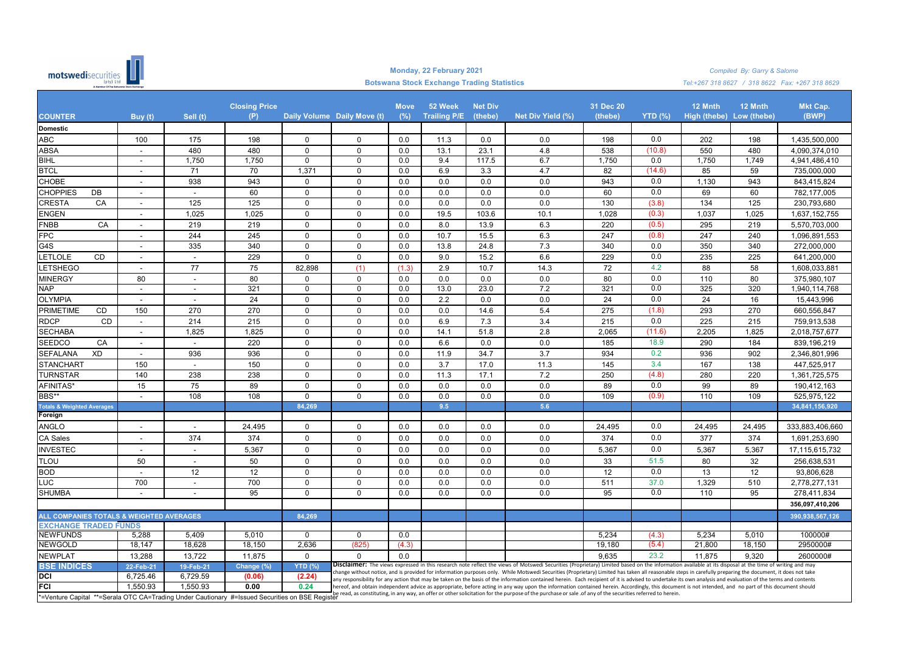**motswedi**securities (pty) Ltd
A Member Of The Botswana Stock Exchange

**Monday, 22 February 2021**

**Botswana Stock Exchange Trading Statistics**

*Compiled By: Garry & Salome*

*Tel:+267 318 8627 / 318 8622 Fax: +267 318 8629*

| COUNTER | Buy (t) | Sell (t) | Closing Price (P) | Daily Volume | Daily Move (t) | Move (%) | 52 Week Trailing P/E | Net Div (thebe) | Net Div Yield (%) | 31 Dec 20 (thebe) | YTD (%) | 12 Mnth High (thebe) | 12 Mnth Low (thebe) | Mkt Cap. (BWP) |
|---|---|---|---|---|---|---|---|---|---|---|---|---|---|---|
| **Domestic** | | | | | | | | | | | | | | |
| ABC | 100 | 175 | 198 | 0 | 0 | 0.0 | 11.3 | 0.0 | 0.0 | 198 | 0.0 | 202 | 198 | 1,435,500,000 |
| ABSA | - | 480 | 480 | 0 | 0 | 0.0 | 13.1 | 23.1 | 4.8 | 538 | (10.8) | 550 | 480 | 4,090,374,010 |
| BIHL | - | 1,750 | 1,750 | 0 | 0 | 0.0 | 9.4 | 117.5 | 6.7 | 1,750 | 0.0 | 1,750 | 1,749 | 4,941,486,410 |
| BTCL | - | 71 | 70 | 1,371 | 0 | 0.0 | 6.9 | 3.3 | 4.7 | 82 | (14.6) | 85 | 59 | 735,000,000 |
| CHOBE | - | 938 | 943 | 0 | 0 | 0.0 | 0.0 | 0.0 | 0.0 | 943 | 0.0 | 1,130 | 943 | 843,415,824 |
| CHOPPIES DB | - | - | 60 | 0 | 0 | 0.0 | 0.0 | 0.0 | 0.0 | 60 | 0.0 | 69 | 60 | 782,177,005 |
| CRESTA CA | - | 125 | 125 | 0 | 0 | 0.0 | 0.0 | 0.0 | 0.0 | 130 | (3.8) | 134 | 125 | 230,793,680 |
| ENGEN | - | 1,025 | 1,025 | 0 | 0 | 0.0 | 19.5 | 103.6 | 10.1 | 1,028 | (0.3) | 1,037 | 1,025 | 1,637,152,755 |
| FNBB CA | - | 219 | 219 | 0 | 0 | 0.0 | 8.0 | 13.9 | 6.3 | 220 | (0.5) | 295 | 219 | 5,570,703,000 |
| FPC | - | 244 | 245 | 0 | 0 | 0.0 | 10.7 | 15.5 | 6.3 | 247 | (0.8) | 247 | 240 | 1,096,891,553 |
| G4S | - | 335 | 340 | 0 | 0 | 0.0 | 13.8 | 24.8 | 7.3 | 340 | 0.0 | 350 | 340 | 272,000,000 |
| LETLOLE CD | - | - | 229 | 0 | 0 | 0.0 | 9.0 | 15.2 | 6.6 | 229 | 0.0 | 235 | 225 | 641,200,000 |
| LETSHEGO | - | 77 | 75 | 82,898 | (1) | (1.3) | 2.9 | 10.7 | 14.3 | 72 | 4.2 | 88 | 58 | 1,608,033,881 |
| MINERGY | 80 | - | 80 | 0 | 0 | 0.0 | 0.0 | 0.0 | 0.0 | 80 | 0.0 | 110 | 80 | 375,980,107 |
| NAP | - | - | 321 | 0 | 0 | 0.0 | 13.0 | 23.0 | 7.2 | 321 | 0.0 | 325 | 320 | 1,940,114,768 |
| OLYMPIA | - | - | 24 | 0 | 0 | 0.0 | 2.2 | 0.0 | 0.0 | 24 | 0.0 | 24 | 16 | 15,443,996 |
| PRIMETIME CD | 150 | 270 | 270 | 0 | 0 | 0.0 | 0.0 | 14.6 | 5.4 | 275 | (1.8) | 293 | 270 | 660,556,847 |
| RDCP CD | - | 214 | 215 | 0 | 0 | 0.0 | 6.9 | 7.3 | 3.4 | 215 | 0.0 | 225 | 215 | 759,913,538 |
| SECHABA | - | 1,825 | 1,825 | 0 | 0 | 0.0 | 14.1 | 51.8 | 2.8 | 2,065 | (11.6) | 2,205 | 1,825 | 2,018,757,677 |
| SEEDCO CA | - | - | 220 | 0 | 0 | 0.0 | 6.6 | 0.0 | 0.0 | 185 | 18.9 | 290 | 184 | 839,196,219 |
| SEFALANA XD | - | 936 | 936 | 0 | 0 | 0.0 | 11.9 | 34.7 | 3.7 | 934 | 0.2 | 936 | 902 | 2,346,801,996 |
| STANCHART | 150 | - | 150 | 0 | 0 | 0.0 | 3.7 | 17.0 | 11.3 | 145 | 3.4 | 167 | 138 | 447,525,917 |
| TURNSTAR | 140 | 238 | 238 | 0 | 0 | 0.0 | 11.3 | 17.1 | 7.2 | 250 | (4.8) | 280 | 220 | 1,361,725,575 |
| AFINITAS* | 15 | 75 | 89 | 0 | 0 | 0.0 | 0.0 | 0.0 | 0.0 | 89 | 0.0 | 99 | 89 | 190,412,163 |
| BBS** | - | 108 | 108 | 0 | 0 | 0.0 | 0.0 | 0.0 | 0.0 | 109 | (0.9) | 110 | 109 | 525,975,122 |
| **Totals & Weighted Averages** | | | | 84,269 | | | 9.5 | | 5.6 | | | | | 34,841,156,920 |
| **Foreign** | | | | | | | | | | | | | | |
| ANGLO | - | - | 24,495 | 0 | 0 | 0.0 | 0.0 | 0.0 | 0.0 | 24,495 | 0.0 | 24,495 | 24,495 | 333,883,406,660 |
| CA Sales | - | 374 | 374 | 0 | 0 | 0.0 | 0.0 | 0.0 | 0.0 | 374 | 0.0 | 377 | 374 | 1,691,253,690 |
| INVESTEC | - | - | 5,367 | 0 | 0 | 0.0 | 0.0 | 0.0 | 0.0 | 5,367 | 0.0 | 5,367 | 5,367 | 17,115,615,732 |
| TLOU | 50 | - | 50 | 0 | 0 | 0.0 | 0.0 | 0.0 | 0.0 | 33 | 51.5 | 80 | 32 | 256,638,531 |
| BOD | - | 12 | 12 | 0 | 0 | 0.0 | 0.0 | 0.0 | 0.0 | 12 | 0.0 | 13 | 12 | 93,806,628 |
| LUC | 700 | - | 700 | 0 | 0 | 0.0 | 0.0 | 0.0 | 0.0 | 511 | 37.0 | 1,329 | 510 | 2,778,277,131 |
| SHUMBA | - | - | 95 | 0 | 0 | 0.0 | 0.0 | 0.0 | 0.0 | 95 | 0.0 | 110 | 95 | 278,411,834 |
| | | | | | | | | | | | | | | 356,097,410,206 |
| **ALL COMPANIES TOTALS & WEIGHTED AVERAGES** | | | | 84,269 | | | | | | | | | | 390,938,567,126 |
| **EXCHANGE TRADED FUNDS** | | | | | | | | | | | | | | |
| NEWFUNDS | 5,288 | 5,409 | 5,010 | 0 | 0 | 0.0 | | | | 5,234 | (4.3) | 5,234 | 5,010 | 100000# |
| NEWGOLD | 18,147 | 18,628 | 18,150 | 2,636 | (825) | (4.3) | | | | 19,180 | (5.4) | 21,800 | 18,150 | 2950000# |
| NEWPLAT | 13,288 | 13,722 | 11,875 | 0 | 0 | 0.0 | | | | 9,635 | 23.2 | 11,875 | 9,320 | 2600000# |

| BSE INDICES | 22-Feb-21 | 19-Feb-21 | Change (%) | YTD (%) |
|---|---|---|---|---|
| DCI | 6,725.46 | 6,729.59 | (0.06) | (2.24) |
| FCI | 1,550.93 | 1,550.93 | 0.00 | 0.24 |

*=Venture Capital **=Serala OTC CA=Trading Under Cautionary #=Issued Securities on BSE Register

**Disclaimer:** The views expressed in this research note reflect the views of Motswedi Securities (Proprietary) Limited based on the information available at its disposal at the time of writing and may change without notice, and is provided for information purposes only. While Motswedi Securities (Proprietary) Limited has taken all reasonable steps in carefully preparing the document, it does not take any responsibility for any action that may be taken on the basis of the information contained herein. Each recipient of it is advised to undertake its own analysis and evaluation of the terms and contents hereof, and obtain independent advice as appropriate, before acting in any way upon the information contained herein. Accordingly, this document is not intended, and no part of this document should be read, as constituting, in any way, an offer or other solicitation for the purpose of the purchase or sale .of any of the securities referred to herein.